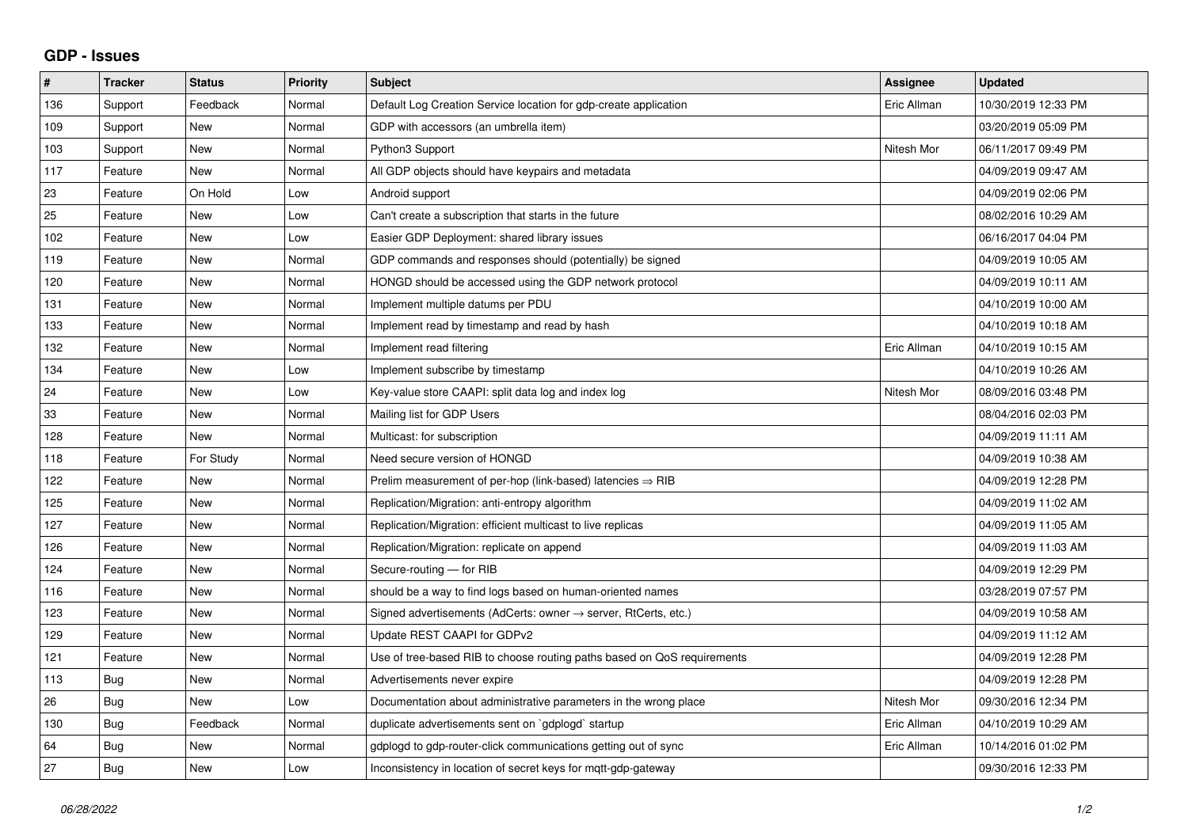# GDP - Issues

| # | Tracker | Status | Priority | Subject | Assignee | Updated |
|---|---|---|---|---|---|---|
| 136 | Support | Feedback | Normal | Default Log Creation Service location for gdp-create application | Eric Allman | 10/30/2019 12:33 PM |
| 109 | Support | New | Normal | GDP with accessors (an umbrella item) | | 03/20/2019 05:09 PM |
| 103 | Support | New | Normal | Python3 Support | Nitesh Mor | 06/11/2017 09:49 PM |
| 117 | Feature | New | Normal | All GDP objects should have keypairs and metadata | | 04/09/2019 09:47 AM |
| 23 | Feature | On Hold | Low | Android support | | 04/09/2019 02:06 PM |
| 25 | Feature | New | Low | Can't create a subscription that starts in the future | | 08/02/2016 10:29 AM |
| 102 | Feature | New | Low | Easier GDP Deployment: shared library issues | | 06/16/2017 04:04 PM |
| 119 | Feature | New | Normal | GDP commands and responses should (potentially) be signed | | 04/09/2019 10:05 AM |
| 120 | Feature | New | Normal | HONGD should be accessed using the GDP network protocol | | 04/09/2019 10:11 AM |
| 131 | Feature | New | Normal | Implement multiple datums per PDU | | 04/10/2019 10:00 AM |
| 133 | Feature | New | Normal | Implement read by timestamp and read by hash | | 04/10/2019 10:18 AM |
| 132 | Feature | New | Normal | Implement read filtering | Eric Allman | 04/10/2019 10:15 AM |
| 134 | Feature | New | Low | Implement subscribe by timestamp | | 04/10/2019 10:26 AM |
| 24 | Feature | New | Low | Key-value store CAAPI: split data log and index log | Nitesh Mor | 08/09/2016 03:48 PM |
| 33 | Feature | New | Normal | Mailing list for GDP Users | | 08/04/2016 02:03 PM |
| 128 | Feature | New | Normal | Multicast: for subscription | | 04/09/2019 11:11 AM |
| 118 | Feature | For Study | Normal | Need secure version of HONGD | | 04/09/2019 10:38 AM |
| 122 | Feature | New | Normal | Prelim measurement of per-hop (link-based) latencies ⇒ RIB | | 04/09/2019 12:28 PM |
| 125 | Feature | New | Normal | Replication/Migration: anti-entropy algorithm | | 04/09/2019 11:02 AM |
| 127 | Feature | New | Normal | Replication/Migration: efficient multicast to live replicas | | 04/09/2019 11:05 AM |
| 126 | Feature | New | Normal | Replication/Migration: replicate on append | | 04/09/2019 11:03 AM |
| 124 | Feature | New | Normal | Secure-routing — for RIB | | 04/09/2019 12:29 PM |
| 116 | Feature | New | Normal | should be a way to find logs based on human-oriented names | | 03/28/2019 07:57 PM |
| 123 | Feature | New | Normal | Signed advertisements (AdCerts: owner → server, RtCerts, etc.) | | 04/09/2019 10:58 AM |
| 129 | Feature | New | Normal | Update REST CAAPI for GDPv2 | | 04/09/2019 11:12 AM |
| 121 | Feature | New | Normal | Use of tree-based RIB to choose routing paths based on QoS requirements | | 04/09/2019 12:28 PM |
| 113 | Bug | New | Normal | Advertisements never expire | | 04/09/2019 12:28 PM |
| 26 | Bug | New | Low | Documentation about administrative parameters in the wrong place | Nitesh Mor | 09/30/2016 12:34 PM |
| 130 | Bug | Feedback | Normal | duplicate advertisements sent on `gdplogd` startup | Eric Allman | 04/10/2019 10:29 AM |
| 64 | Bug | New | Normal | gdplogd to gdp-router-click communications getting out of sync | Eric Allman | 10/14/2016 01:02 PM |
| 27 | Bug | New | Low | Inconsistency in location of secret keys for mqtt-gdp-gateway | | 09/30/2016 12:33 PM |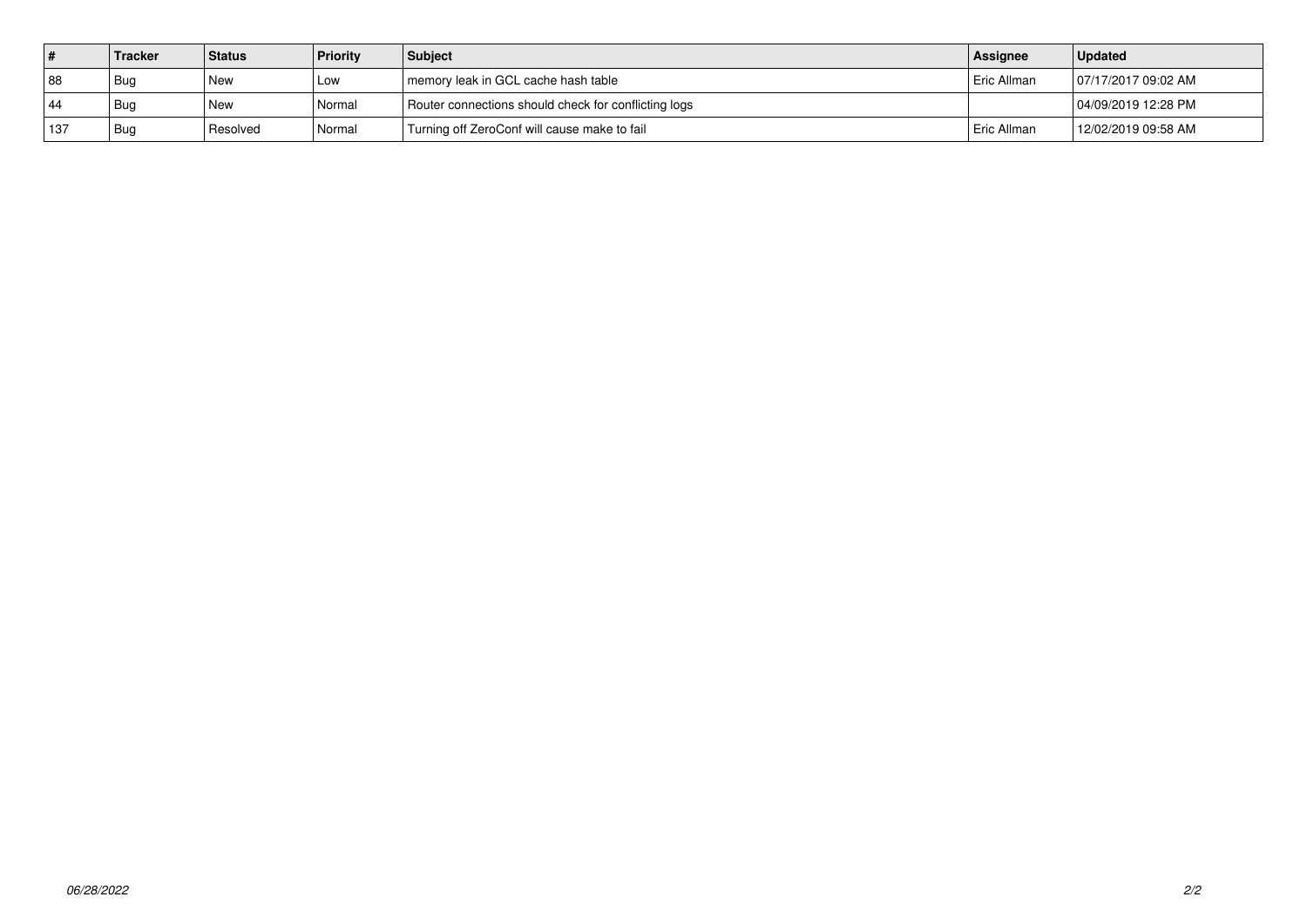| # | Tracker | Status | Priority | Subject | Assignee | Updated |
|---|---|---|---|---|---|---|
| 88 | Bug | New | Low | memory leak in GCL cache hash table | Eric Allman | 07/17/2017 09:02 AM |
| 44 | Bug | New | Normal | Router connections should check for conflicting logs | | 04/09/2019 12:28 PM |
| 137 | Bug | Resolved | Normal | Turning off ZeroConf will cause make to fail | Eric Allman | 12/02/2019 09:58 AM |